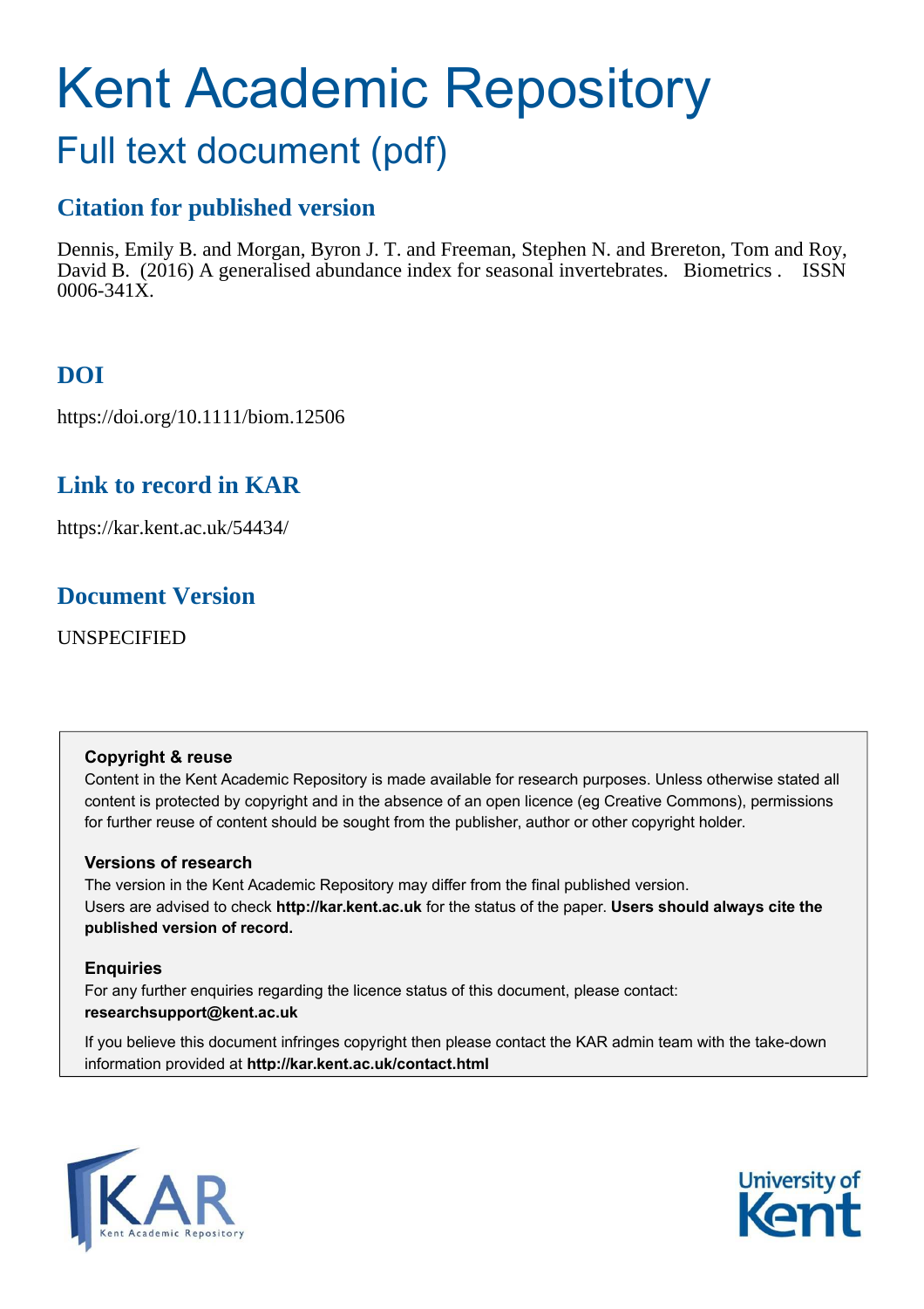# Kent Academic Repository

## Full text document (pdf)

### Citation for published version

Dennis, Emily B. and Morgan, Byron J. T. and Freeman, Stephen N. and Brereton, Tom and Roy, David B. (2016) A generalised abundance index for seasonal invertebrates. Biometrics . ISSN 0006-341X.

### DOI

https://doi.org/10.1111/biom.12506

### Link to record in KAR

https://kar.kent.ac.uk/54434/

### Document Version

UNSPECIFIED

**Copyright & reuse**

Content in the Kent Academic Repository is made available for research purposes. Unless otherwise stated all content is protected by copyright and in the absence of an open licence (eg Creative Commons), permissions for further reuse of content should be sought from the publisher, author or other copyright holder.

**Versions of research**

The version in the Kent Academic Repository may differ from the final published version. Users are advised to check **http://kar.kent.ac.uk** for the status of the paper. **Users should always cite the published version of record.**

**Enquiries**

For any further enquiries regarding the licence status of this document, please contact: **researchsupport@kent.ac.uk**

If you believe this document infringes copyright then please contact the KAR admin team with the take-down information provided at **http://kar.kent.ac.uk/contact.html**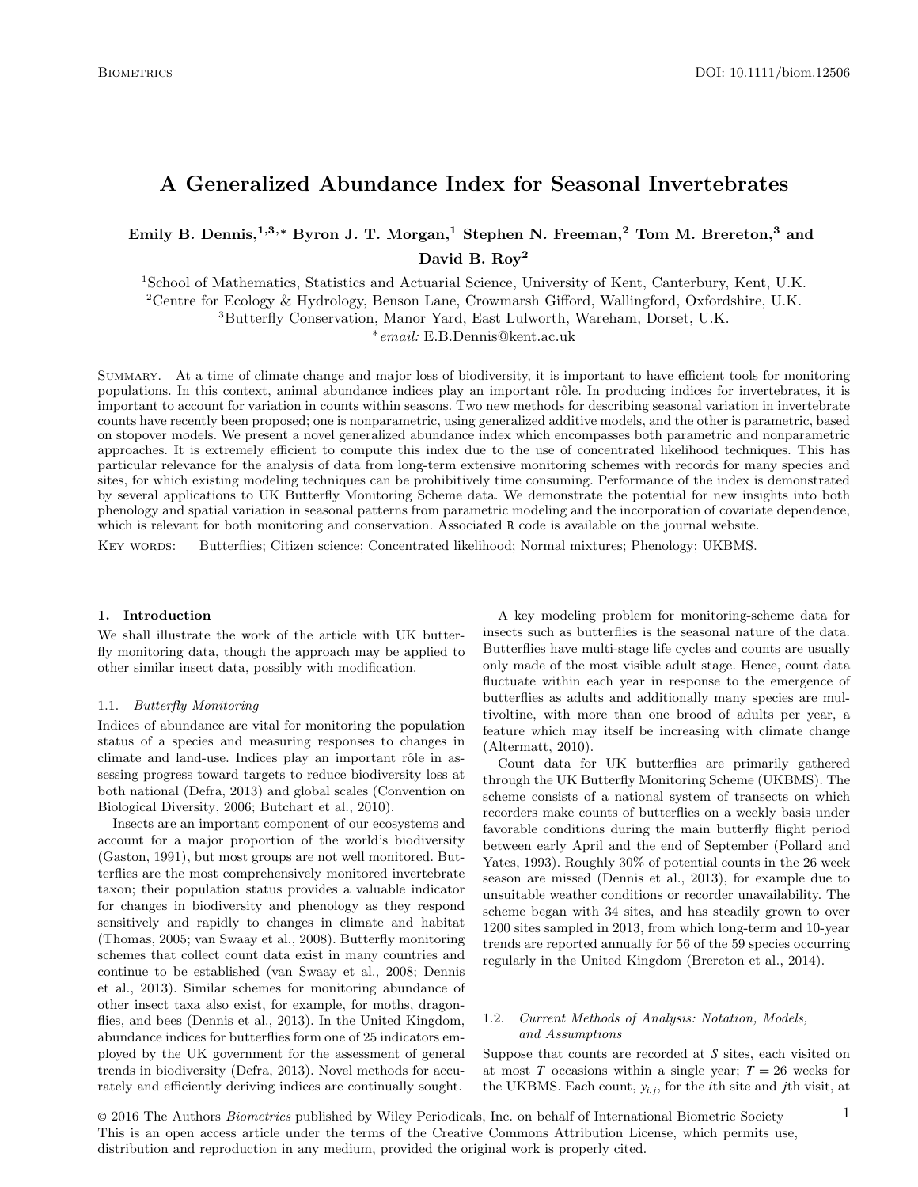# A Generalized Abundance Index for Seasonal Invertebrates

**Emily B. Dennis,[1,3,*] Byron J. T. Morgan,[1] Stephen N. Freeman,[2] Tom M. Brereton,[3] and David B. Roy[2]**

[1]School of Mathematics, Statistics and Actuarial Science, University of Kent, Canterbury, Kent, U.K.
[2]Centre for Ecology & Hydrology, Benson Lane, Crowmarsh Gifford, Wallingford, Oxfordshire, U.K.
[3]Butterfly Conservation, Manor Yard, East Lulworth, Wareham, Dorset, U.K.
[*]*email:* E.B.Dennis@kent.ac.uk

Summary. At a time of climate change and major loss of biodiversity, it is important to have efficient tools for monitoring populations. In this context, animal abundance indices play an important rôle. In producing indices for invertebrates, it is important to account for variation in counts within seasons. Two new methods for describing seasonal variation in invertebrate counts have recently been proposed; one is nonparametric, using generalized additive models, and the other is parametric, based on stopover models. We present a novel generalized abundance index which encompasses both parametric and nonparametric approaches. It is extremely efficient to compute this index due to the use of concentrated likelihood techniques. This has particular relevance for the analysis of data from long-term extensive monitoring schemes with records for many species and sites, for which existing modeling techniques can be prohibitively time consuming. Performance of the index is demonstrated by several applications to UK Butterfly Monitoring Scheme data. We demonstrate the potential for new insights into both phenology and spatial variation in seasonal patterns from parametric modeling and the incorporation of covariate dependence, which is relevant for both monitoring and conservation. Associated R code is available on the journal website.

Key words: Butterflies; Citizen science; Concentrated likelihood; Normal mixtures; Phenology; UKBMS.

## 1. Introduction

We shall illustrate the work of the article with UK butterfly monitoring data, though the approach may be applied to other similar insect data, possibly with modification.

### 1.1. *Butterfly Monitoring*

Indices of abundance are vital for monitoring the population status of a species and measuring responses to changes in climate and land-use. Indices play an important rôle in assessing progress toward targets to reduce biodiversity loss at both national (Defra, 2013) and global scales (Convention on Biological Diversity, 2006; Butchart et al., 2010).

Insects are an important component of our ecosystems and account for a major proportion of the world's biodiversity (Gaston, 1991), but most groups are not well monitored. Butterflies are the most comprehensively monitored invertebrate taxon; their population status provides a valuable indicator for changes in biodiversity and phenology as they respond sensitively and rapidly to changes in climate and habitat (Thomas, 2005; van Swaay et al., 2008). Butterfly monitoring schemes that collect count data exist in many countries and continue to be established (van Swaay et al., 2008; Dennis et al., 2013). Similar schemes for monitoring abundance of other insect taxa also exist, for example, for moths, dragonflies, and bees (Dennis et al., 2013). In the United Kingdom, abundance indices for butterflies form one of 25 indicators employed by the UK government for the assessment of general trends in biodiversity (Defra, 2013). Novel methods for accurately and efficiently deriving indices are continually sought.

A key modeling problem for monitoring-scheme data for insects such as butterflies is the seasonal nature of the data. Butterflies have multi-stage life cycles and counts are usually only made of the most visible adult stage. Hence, count data fluctuate within each year in response to the emergence of butterflies as adults and additionally many species are multivoltine, with more than one brood of adults per year, a feature which may itself be increasing with climate change (Altermatt, 2010).

Count data for UK butterflies are primarily gathered through the UK Butterfly Monitoring Scheme (UKBMS). The scheme consists of a national system of transects on which recorders make counts of butterflies on a weekly basis under favorable conditions during the main butterfly flight period between early April and the end of September (Pollard and Yates, 1993). Roughly 30% of potential counts in the 26 week season are missed (Dennis et al., 2013), for example due to unsuitable weather conditions or recorder unavailability. The scheme began with 34 sites, and has steadily grown to over 1200 sites sampled in 2013, from which long-term and 10-year trends are reported annually for 56 of the 59 species occurring regularly in the United Kingdom (Brereton et al., 2014).

### 1.2. *Current Methods of Analysis: Notation, Models, and Assumptions*

Suppose that counts are recorded at $S$ sites, each visited on at most $T$ occasions within a single year; $T = 26$ weeks for the UKBMS. Each count, $y_{i,j}$, for the $i$th site and $j$th visit, at

© 2016 The Authors *Biometrics* published by Wiley Periodicals, Inc. on behalf of International Biometric Society
This is an open access article under the terms of the Creative Commons Attribution License, which permits use, distribution and reproduction in any medium, provided the original work is properly cited.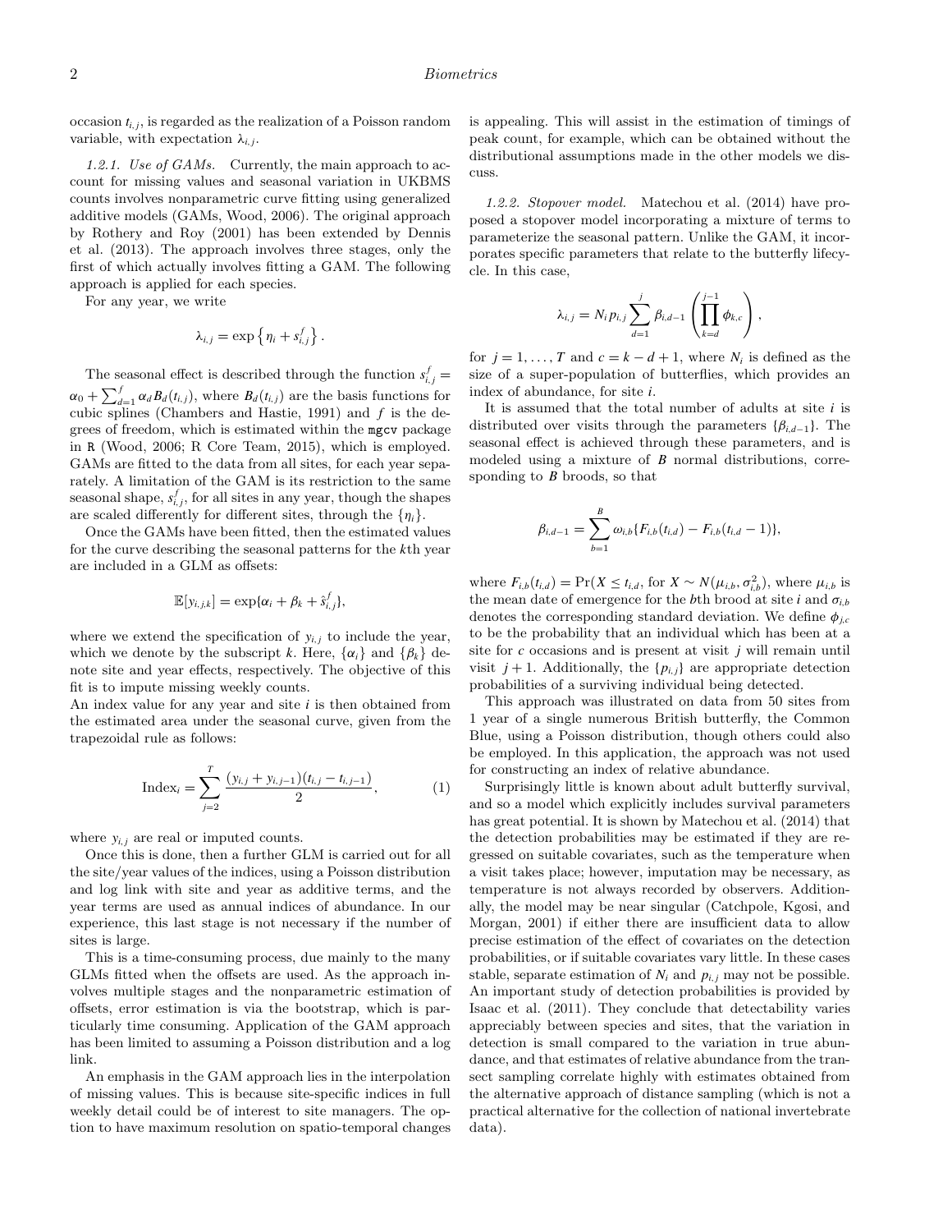occasion $t_{i,j}$, is regarded as the realization of a Poisson random variable, with expectation $\lambda_{i,j}$.

*1.2.1. Use of GAMs.* Currently, the main approach to account for missing values and seasonal variation in UKBMS counts involves nonparametric curve fitting using generalized additive models (GAMs, Wood, 2006). The original approach by Rothery and Roy (2001) has been extended by Dennis et al. (2013). The approach involves three stages, only the first of which actually involves fitting a GAM. The following approach is applied for each species.

For any year, we write

$$\lambda_{i,j} = \exp\left\{\eta_i + s^f_{i,j}\right\}.$$

The seasonal effect is described through the function $s^f_{i,j} = \alpha_0 + \sum_{d=1}^{f} \alpha_d B_d(t_{i,j})$, where $B_d(t_{i,j})$ are the basis functions for cubic splines (Chambers and Hastie, 1991) and $f$ is the degrees of freedom, which is estimated within the `mgcv` package in `R` (Wood, 2006; R Core Team, 2015), which is employed. GAMs are fitted to the data from all sites, for each year separately. A limitation of the GAM is its restriction to the same seasonal shape, $s^f_{i,j}$, for all sites in any year, though the shapes are scaled differently for different sites, through the $\{\eta_i\}$.

Once the GAMs have been fitted, then the estimated values for the curve describing the seasonal patterns for the $k$th year are included in a GLM as offsets:

$$\mathbb{E}[y_{i,j,k}] = \exp\{\alpha_i + \beta_k + \hat{s}^f_{i,j}\},$$

where we extend the specification of $y_{i,j}$ to include the year, which we denote by the subscript $k$. Here, $\{\alpha_i\}$ and $\{\beta_k\}$ denote site and year effects, respectively. The objective of this fit is to impute missing weekly counts.

An index value for any year and site $i$ is then obtained from the estimated area under the seasonal curve, given from the trapezoidal rule as follows:

$$\text{Index}_i = \sum_{j=2}^{T} \frac{(y_{i,j} + y_{i,j-1})(t_{i,j} - t_{i,j-1})}{2}, \tag{1}$$

where $y_{i,j}$ are real or imputed counts.

Once this is done, then a further GLM is carried out for all the site/year values of the indices, using a Poisson distribution and log link with site and year as additive terms, and the year terms are used as annual indices of abundance. In our experience, this last stage is not necessary if the number of sites is large.

This is a time-consuming process, due mainly to the many GLMs fitted when the offsets are used. As the approach involves multiple stages and the nonparametric estimation of offsets, error estimation is via the bootstrap, which is particularly time consuming. Application of the GAM approach has been limited to assuming a Poisson distribution and a log link.

An emphasis in the GAM approach lies in the interpolation of missing values. This is because site-specific indices in full weekly detail could be of interest to site managers. The option to have maximum resolution on spatio-temporal changes is appealing. This will assist in the estimation of timings of peak count, for example, which can be obtained without the distributional assumptions made in the other models we discuss.

*1.2.2. Stopover model.* Matechou et al. (2014) have proposed a stopover model incorporating a mixture of terms to parameterize the seasonal pattern. Unlike the GAM, it incorporates specific parameters that relate to the butterfly lifecycle. In this case,

$$\lambda_{i,j} = N_i p_{i,j} \sum_{d=1}^{j} \beta_{i,d-1} \left( \prod_{k=d}^{j-1} \phi_{k,c} \right),$$

for $j = 1, \ldots, T$ and $c = k - d + 1$, where $N_i$ is defined as the size of a super-population of butterflies, which provides an index of abundance, for site $i$.

It is assumed that the total number of adults at site $i$ is distributed over visits through the parameters $\{\beta_{i,d-1}\}$. The seasonal effect is achieved through these parameters, and is modeled using a mixture of $B$ normal distributions, corresponding to $B$ broods, so that

$$\beta_{i,d-1} = \sum_{b=1}^{B} \omega_{i,b}\{F_{i,b}(t_{i,d}) - F_{i,b}(t_{i,d} - 1)\},$$

where $F_{i,b}(t_{i,d}) = \Pr(X \leq t_{i,d}$, for $X \sim N(\mu_{i,b}, \sigma^2_{i,b})$, where $\mu_{i,b}$ is the mean date of emergence for the $b$th brood at site $i$ and $\sigma_{i,b}$ denotes the corresponding standard deviation. We define $\phi_{j,c}$ to be the probability that an individual which has been at a site for $c$ occasions and is present at visit $j$ will remain until visit $j+1$. Additionally, the $\{p_{i,j}\}$ are appropriate detection probabilities of a surviving individual being detected.

This approach was illustrated on data from 50 sites from 1 year of a single numerous British butterfly, the Common Blue, using a Poisson distribution, though others could also be employed. In this application, the approach was not used for constructing an index of relative abundance.

Surprisingly little is known about adult butterfly survival, and so a model which explicitly includes survival parameters has great potential. It is shown by Matechou et al. (2014) that the detection probabilities may be estimated if they are regressed on suitable covariates, such as the temperature when a visit takes place; however, imputation may be necessary, as temperature is not always recorded by observers. Additionally, the model may be near singular (Catchpole, Kgosi, and Morgan, 2001) if either there are insufficient data to allow precise estimation of the effect of covariates on the detection probabilities, or if suitable covariates vary little. In these cases stable, separate estimation of $N_i$ and $p_{i,j}$ may not be possible. An important study of detection probabilities is provided by Isaac et al. (2011). They conclude that detectability varies appreciably between species and sites, that the variation in detection is small compared to the variation in true abundance, and that estimates of relative abundance from the transect sampling correlate highly with estimates obtained from the alternative approach of distance sampling (which is not a practical alternative for the collection of national invertebrate data).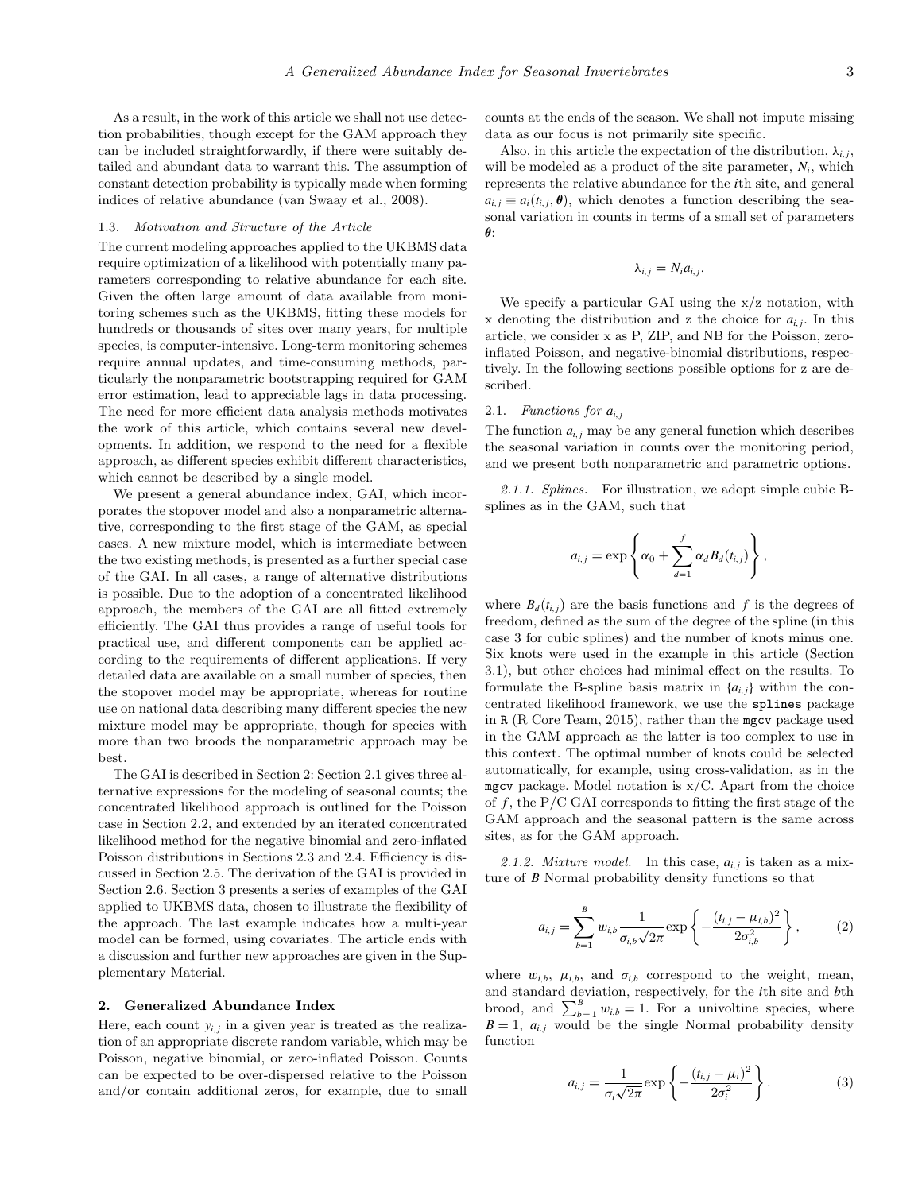As a result, in the work of this article we shall not use detection probabilities, though except for the GAM approach they can be included straightforwardly, if there were suitably detailed and abundant data to warrant this. The assumption of constant detection probability is typically made when forming indices of relative abundance (van Swaay et al., 2008).

### 1.3. *Motivation and Structure of the Article*

The current modeling approaches applied to the UKBMS data require optimization of a likelihood with potentially many parameters corresponding to relative abundance for each site. Given the often large amount of data available from monitoring schemes such as the UKBMS, fitting these models for hundreds or thousands of sites over many years, for multiple species, is computer-intensive. Long-term monitoring schemes require annual updates, and time-consuming methods, particularly the nonparametric bootstrapping required for GAM error estimation, lead to appreciable lags in data processing. The need for more efficient data analysis methods motivates the work of this article, which contains several new developments. In addition, we respond to the need for a flexible approach, as different species exhibit different characteristics, which cannot be described by a single model.

We present a general abundance index, GAI, which incorporates the stopover model and also a nonparametric alternative, corresponding to the first stage of the GAM, as special cases. A new mixture model, which is intermediate between the two existing methods, is presented as a further special case of the GAI. In all cases, a range of alternative distributions is possible. Due to the adoption of a concentrated likelihood approach, the members of the GAI are all fitted extremely efficiently. The GAI thus provides a range of useful tools for practical use, and different components can be applied according to the requirements of different applications. If very detailed data are available on a small number of species, then the stopover model may be appropriate, whereas for routine use on national data describing many different species the new mixture model may be appropriate, though for species with more than two broods the nonparametric approach may be best.

The GAI is described in Section 2: Section 2.1 gives three alternative expressions for the modeling of seasonal counts; the concentrated likelihood approach is outlined for the Poisson case in Section 2.2, and extended by an iterated concentrated likelihood method for the negative binomial and zero-inflated Poisson distributions in Sections 2.3 and 2.4. Efficiency is discussed in Section 2.5. The derivation of the GAI is provided in Section 2.6. Section 3 presents a series of examples of the GAI applied to UKBMS data, chosen to illustrate the flexibility of the approach. The last example indicates how a multi-year model can be formed, using covariates. The article ends with a discussion and further new approaches are given in the Supplementary Material.

## 2. Generalized Abundance Index

Here, each count $y_{i,j}$ in a given year is treated as the realization of an appropriate discrete random variable, which may be Poisson, negative binomial, or zero-inflated Poisson. Counts can be expected to be over-dispersed relative to the Poisson and/or contain additional zeros, for example, due to small counts at the ends of the season. We shall not impute missing data as our focus is not primarily site specific.

Also, in this article the expectation of the distribution, $\lambda_{i,j}$, will be modeled as a product of the site parameter, $N_i$, which represents the relative abundance for the $i$th site, and general $a_{i,j} \equiv a_i(t_{i,j}, \boldsymbol{\theta})$, which denotes a function describing the seasonal variation in counts in terms of a small set of parameters $\boldsymbol{\theta}$:

$$\lambda_{i,j} = N_i a_{i,j}.$$

We specify a particular GAI using the x/z notation, with x denoting the distribution and z the choice for $a_{i,j}$. In this article, we consider x as P, ZIP, and NB for the Poisson, zero-inflated Poisson, and negative-binomial distributions, respectively. In the following sections possible options for z are described.

### 2.1. *Functions for $a_{i,j}$*

The function $a_{i,j}$ may be any general function which describes the seasonal variation in counts over the monitoring period, and we present both nonparametric and parametric options.

*2.1.1. Splines.* For illustration, we adopt simple cubic B-splines as in the GAM, such that

$$a_{i,j} = \exp\left\{ \alpha_0 + \sum_{d=1}^{f} \alpha_d B_d(t_{i,j}) \right\},$$

where $B_d(t_{i,j})$ are the basis functions and $f$ is the degrees of freedom, defined as the sum of the degree of the spline (in this case 3 for cubic splines) and the number of knots minus one. Six knots were used in the example in this article (Section 3.1), but other choices had minimal effect on the results. To formulate the B-spline basis matrix in $\{a_{i,j}\}$ within the concentrated likelihood framework, we use the `splines` package in `R` (R Core Team, 2015), rather than the `mgcv` package used in the GAM approach as the latter is too complex to use in this context. The optimal number of knots could be selected automatically, for example, using cross-validation, as in the `mgcv` package. Model notation is x/C. Apart from the choice of $f$, the P/C GAI corresponds to fitting the first stage of the GAM approach and the seasonal pattern is the same across sites, as for the GAM approach.

*2.1.2. Mixture model.* In this case, $a_{i,j}$ is taken as a mixture of $B$ Normal probability density functions so that

$$a_{i,j} = \sum_{b=1}^{B} w_{i,b} \frac{1}{\sigma_{i,b}\sqrt{2\pi}} \exp\left\{ -\frac{(t_{i,j} - \mu_{i,b})^2}{2\sigma_{i,b}^2} \right\}, \qquad (2)$$

where $w_{i,b}$, $\mu_{i,b}$, and $\sigma_{i,b}$ correspond to the weight, mean, and standard deviation, respectively, for the $i$th site and $b$th brood, and $\sum_{b=1}^{B} w_{i,b} = 1$. For a univoltine species, where $B = 1$, $a_{i,j}$ would be the single Normal probability density function

$$a_{i,j} = \frac{1}{\sigma_i\sqrt{2\pi}} \exp\left\{ -\frac{(t_{i,j} - \mu_i)^2}{2\sigma_i^2} \right\}. \qquad (3)$$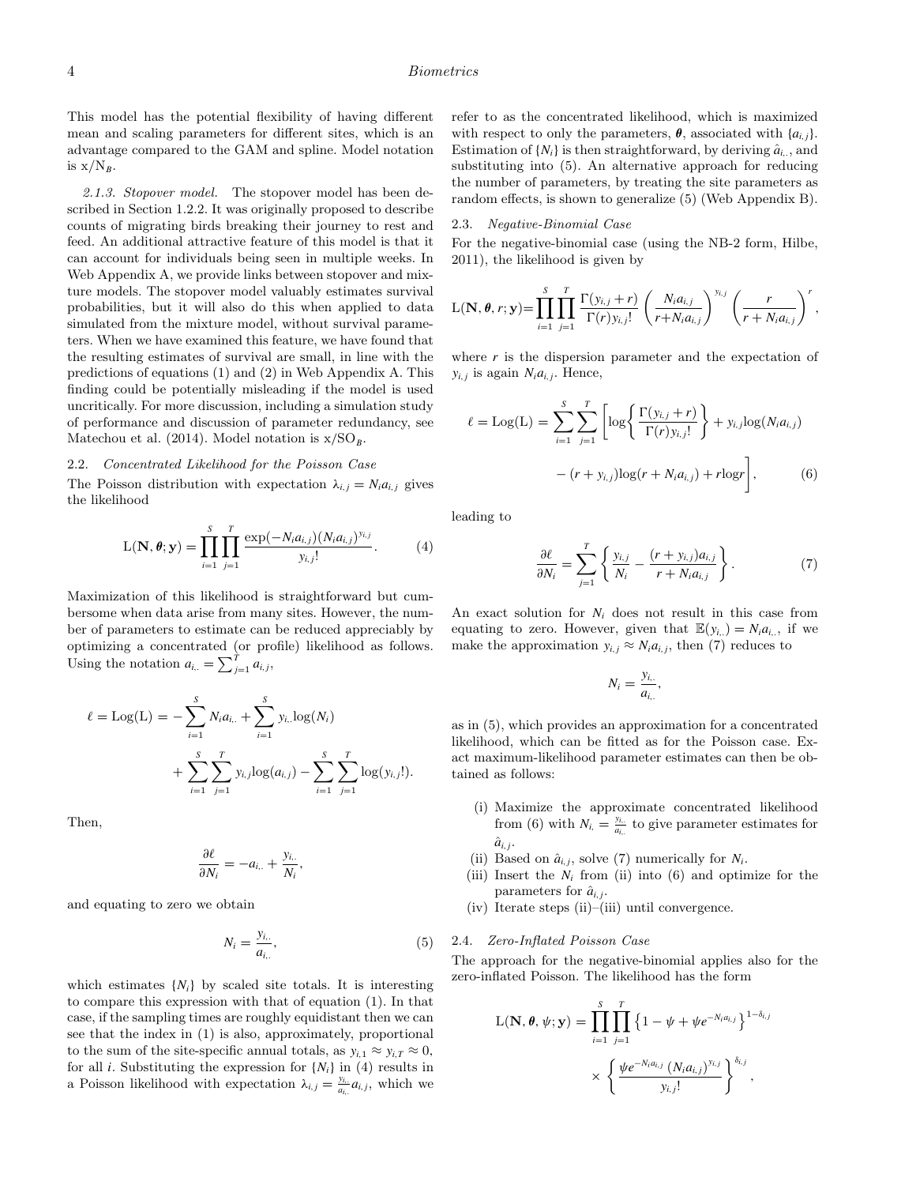This model has the potential flexibility of having different mean and scaling parameters for different sites, which is an advantage compared to the GAM and spline. Model notation is x/N$_B$.

*2.1.3. Stopover model.* The stopover model has been described in Section 1.2.2. It was originally proposed to describe counts of migrating birds breaking their journey to rest and feed. An additional attractive feature of this model is that it can account for individuals being seen in multiple weeks. In Web Appendix A, we provide links between stopover and mixture models. The stopover model valuably estimates survival probabilities, but it will also do this when applied to data simulated from the mixture model, without survival parameters. When we have examined this feature, we have found that the resulting estimates of survival are small, in line with the predictions of equations (1) and (2) in Web Appendix A. This finding could be potentially misleading if the model is used uncritically. For more discussion, including a simulation study of performance and discussion of parameter redundancy, see Matechou et al. (2014). Model notation is x/SO$_B$.

### 2.2. *Concentrated Likelihood for the Poisson Case*

The Poisson distribution with expectation $\lambda_{i,j} = N_i a_{i,j}$ gives the likelihood

$$\mathrm{L}(\mathbf{N}, \boldsymbol{\theta}; \mathbf{y}) = \prod_{i=1}^{S}\prod_{j=1}^{T} \frac{\exp(-N_i a_{i,j})(N_i a_{i,j})^{y_{i,j}}}{y_{i,j}!}. \qquad (4)$$

Maximization of this likelihood is straightforward but cumbersome when data arise from many sites. However, the number of parameters to estimate can be reduced appreciably by optimizing a concentrated (or profile) likelihood as follows. Using the notation $a_{i..} = \sum_{j=1}^{T} a_{i,j}$,

$$\ell = \mathrm{Log(L)} = -\sum_{i=1}^{S} N_i a_{i..} + \sum_{i=1}^{S} y_{i..}\log(N_i) + \sum_{i=1}^{S}\sum_{j=1}^{T} y_{i,j}\log(a_{i,j}) - \sum_{i=1}^{S}\sum_{j=1}^{T}\log(y_{i,j}!).$$

Then,

$$\frac{\partial \ell}{\partial N_i} = -a_{i..} + \frac{y_{i..}}{N_i},$$

and equating to zero we obtain

$$N_i = \frac{y_{i..}}{a_{i..}}, \qquad (5)$$

which estimates $\{N_i\}$ by scaled site totals. It is interesting to compare this expression with that of equation (1). In that case, if the sampling times are roughly equidistant then we can see that the index in (1) is also, approximately, proportional to the sum of the site-specific annual totals, as $y_{i,1} \approx y_{i,T} \approx 0$, for all $i$. Substituting the expression for $\{N_i\}$ in (4) results in a Poisson likelihood with expectation $\lambda_{i,j} = \frac{y_{i..}}{a_{i..}} a_{i,j}$, which we refer to as the concentrated likelihood, which is maximized with respect to only the parameters, $\boldsymbol{\theta}$, associated with $\{a_{i,j}\}$. Estimation of $\{N_i\}$ is then straightforward, by deriving $\hat{a}_{i..}$, and substituting into (5). An alternative approach for reducing the number of parameters, by treating the site parameters as random effects, is shown to generalize (5) (Web Appendix B).

### 2.3. *Negative-Binomial Case*

For the negative-binomial case (using the NB-2 form, Hilbe, 2011), the likelihood is given by

$$\mathrm{L}(\mathbf{N}, \boldsymbol{\theta}, r; \mathbf{y}) = \prod_{i=1}^{S}\prod_{j=1}^{T} \frac{\Gamma(y_{i,j}+r)}{\Gamma(r)y_{i,j}!}\left(\frac{N_i a_{i,j}}{r+N_i a_{i,j}}\right)^{y_{i,j}}\left(\frac{r}{r+N_i a_{i,j}}\right)^{r},$$

where $r$ is the dispersion parameter and the expectation of $y_{i,j}$ is again $N_i a_{i,j}$. Hence,

$$\ell = \mathrm{Log(L)} = \sum_{i=1}^{S}\sum_{j=1}^{T}\left[\log\left\{\frac{\Gamma(y_{i,j}+r)}{\Gamma(r)y_{i,j}!}\right\} + y_{i,j}\log(N_i a_{i,j}) - (r+y_{i,j})\log(r+N_i a_{i,j}) + r\log r\right], \qquad (6)$$

leading to

$$\frac{\partial \ell}{\partial N_i} = \sum_{j=1}^{T}\left\{\frac{y_{i,j}}{N_i} - \frac{(r+y_{i,j})a_{i,j}}{r+N_i a_{i,j}}\right\}. \qquad (7)$$

An exact solution for $N_i$ does not result in this case from equating to zero. However, given that $\mathbb{E}(y_{i..}) = N_i a_{i..}$, if we make the approximation $y_{i,j} \approx N_i a_{i,j}$, then (7) reduces to

$$N_i = \frac{y_{i..}}{a_{i..}},$$

as in (5), which provides an approximation for a concentrated likelihood, which can be fitted as for the Poisson case. Exact maximum-likelihood parameter estimates can then be obtained as follows:

- (i) Maximize the approximate concentrated likelihood from (6) with $N_{i.} = \frac{y_{i..}}{a_{i..}}$ to give parameter estimates for $\hat{a}_{i,j}$.
- (ii) Based on $\hat{a}_{i,j}$, solve (7) numerically for $N_i$.
- (iii) Insert the $N_i$ from (ii) into (6) and optimize for the parameters for $\hat{a}_{i,j}$.
- (iv) Iterate steps (ii)–(iii) until convergence.

### 2.4. *Zero-Inflated Poisson Case*

The approach for the negative-binomial applies also for the zero-inflated Poisson. The likelihood has the form

$$\mathrm{L}(\mathbf{N}, \boldsymbol{\theta}, \psi; \mathbf{y}) = \prod_{i=1}^{S}\prod_{j=1}^{T}\left\{1-\psi+\psi e^{-N_i a_{i,j}}\right\}^{1-\delta_{i,j}} \times \left\{\frac{\psi e^{-N_i a_{i,j}}(N_i a_{i,j})^{y_{i,j}}}{y_{i,j}!}\right\}^{\delta_{i,j}},$$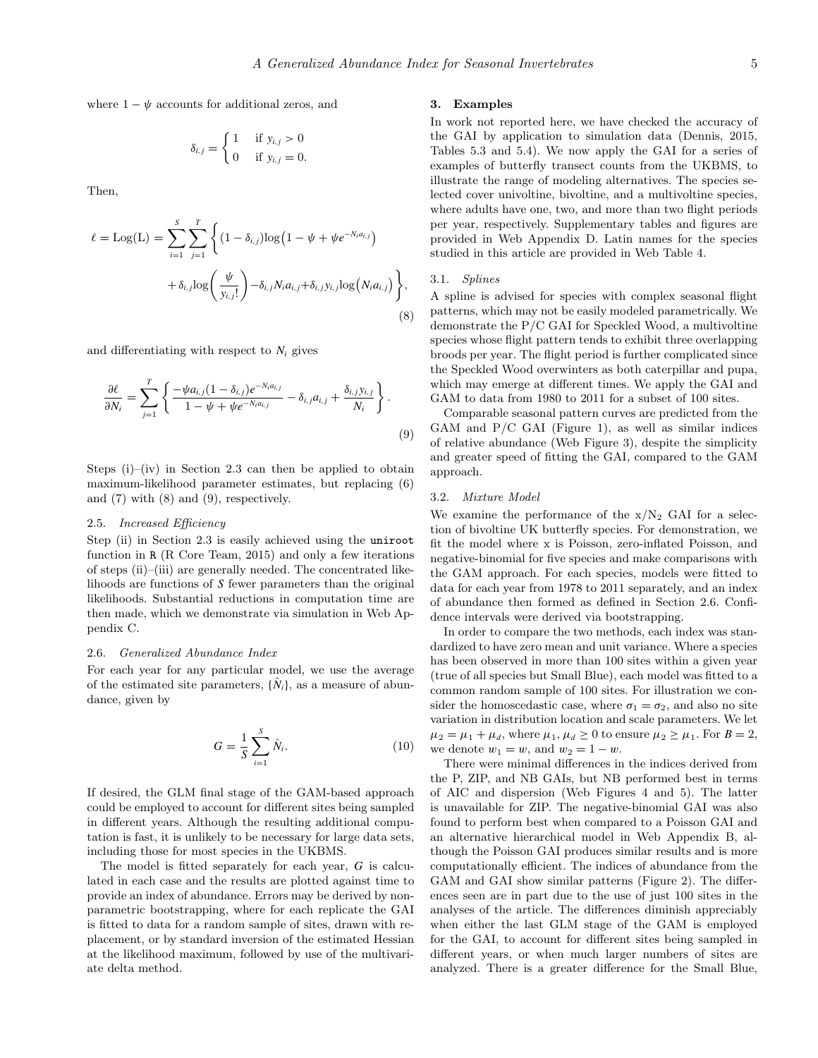where $1 - \psi$ accounts for additional zeros, and

$$\delta_{i,j} = \begin{cases} 1 & \text{if } y_{i,j} > 0 \\ 0 & \text{if } y_{i,j} = 0. \end{cases}$$

Then,

$$\ell = \text{Log}(\text{L}) = \sum_{i=1}^{S} \sum_{j=1}^{T} \Big\{ (1 - \delta_{i,j}) \log\big(1 - \psi + \psi e^{-N_i a_{i,j}}\big) + \delta_{i,j} \log\left(\frac{\psi}{y_{i,j}!}\right) - \delta_{i,j} N_i a_{i,j} + \delta_{i,j} y_{i,j} \log\big(N_i a_{i,j}\big) \Big\}, \tag{8}$$

and differentiating with respect to $N_i$ gives

$$\frac{\partial \ell}{\partial N_i} = \sum_{j=1}^{T} \left\{ \frac{-\psi a_{i,j} (1 - \delta_{i,j}) e^{-N_i a_{i,j}}}{1 - \psi + \psi e^{-N_i a_{i,j}}} - \delta_{i,j} a_{i,j} + \frac{\delta_{i,j} y_{i,j}}{N_i} \right\}. \tag{9}$$

Steps (i)–(iv) in Section 2.3 can then be applied to obtain maximum-likelihood parameter estimates, but replacing (6) and (7) with (8) and (9), respectively.

### 2.5. *Increased Efficiency*

Step (ii) in Section 2.3 is easily achieved using the `uniroot` function in `R` (R Core Team, 2015) and only a few iterations of steps (ii)–(iii) are generally needed. The concentrated likelihoods are functions of $S$ fewer parameters than the original likelihoods. Substantial reductions in computation time are then made, which we demonstrate via simulation in Web Appendix C.

### 2.6. *Generalized Abundance Index*

For each year for any particular model, we use the average of the estimated site parameters, $\{\hat{N}_i\}$, as a measure of abundance, given by

$$G = \frac{1}{S} \sum_{i=1}^{S} \hat{N}_i. \tag{10}$$

If desired, the GLM final stage of the GAM-based approach could be employed to account for different sites being sampled in different years. Although the resulting additional computation is fast, it is unlikely to be necessary for large data sets, including those for most species in the UKBMS.

The model is fitted separately for each year, $G$ is calculated in each case and the results are plotted against time to provide an index of abundance. Errors may be derived by nonparametric bootstrapping, where for each replicate the GAI is fitted to data for a random sample of sites, drawn with replacement, or by standard inversion of the estimated Hessian at the likelihood maximum, followed by use of the multivariate delta method.

## 3. Examples

In work not reported here, we have checked the accuracy of the GAI by application to simulation data (Dennis, 2015, Tables 5.3 and 5.4). We now apply the GAI for a series of examples of butterfly transect counts from the UKBMS, to illustrate the range of modeling alternatives. The species selected cover univoltine, bivoltine, and a multivoltine species, where adults have one, two, and more than two flight periods per year, respectively. Supplementary tables and figures are provided in Web Appendix D. Latin names for the species studied in this article are provided in Web Table 4.

### 3.1. *Splines*

A spline is advised for species with complex seasonal flight patterns, which may not be easily modeled parametrically. We demonstrate the P/C GAI for Speckled Wood, a multivoltine species whose flight pattern tends to exhibit three overlapping broods per year. The flight period is further complicated since the Speckled Wood overwinters as both caterpillar and pupa, which may emerge at different times. We apply the GAI and GAM to data from 1980 to 2011 for a subset of 100 sites.

Comparable seasonal pattern curves are predicted from the GAM and P/C GAI (Figure 1), as well as similar indices of relative abundance (Web Figure 3), despite the simplicity and greater speed of fitting the GAI, compared to the GAM approach.

### 3.2. *Mixture Model*

We examine the performance of the x/$N_2$ GAI for a selection of bivoltine UK butterfly species. For demonstration, we fit the model where x is Poisson, zero-inflated Poisson, and negative-binomial for five species and make comparisons with the GAM approach. For each species, models were fitted to data for each year from 1978 to 2011 separately, and an index of abundance then formed as defined in Section 2.6. Confidence intervals were derived via bootstrapping.

In order to compare the two methods, each index was standardized to have zero mean and unit variance. Where a species has been observed in more than 100 sites within a given year (true of all species but Small Blue), each model was fitted to a common random sample of 100 sites. For illustration we consider the homoscedastic case, where $\sigma_1 = \sigma_2$, and also no site variation in distribution location and scale parameters. We let $\mu_2 = \mu_1 + \mu_d$, where $\mu_1, \mu_d \geq 0$ to ensure $\mu_2 \geq \mu_1$. For $B = 2$, we denote $w_1 = w$, and $w_2 = 1 - w$.

There were minimal differences in the indices derived from the P, ZIP, and NB GAIs, but NB performed best in terms of AIC and dispersion (Web Figures 4 and 5). The latter is unavailable for ZIP. The negative-binomial GAI was also found to perform best when compared to a Poisson GAI and an alternative hierarchical model in Web Appendix B, although the Poisson GAI produces similar results and is more computationally efficient. The indices of abundance from the GAM and GAI show similar patterns (Figure 2). The differences seen are in part due to the use of just 100 sites in the analyses of the article. The differences diminish appreciably when either the last GLM stage of the GAM is employed for the GAI, to account for different sites being sampled in different years, or when much larger numbers of sites are analyzed. There is a greater difference for the Small Blue,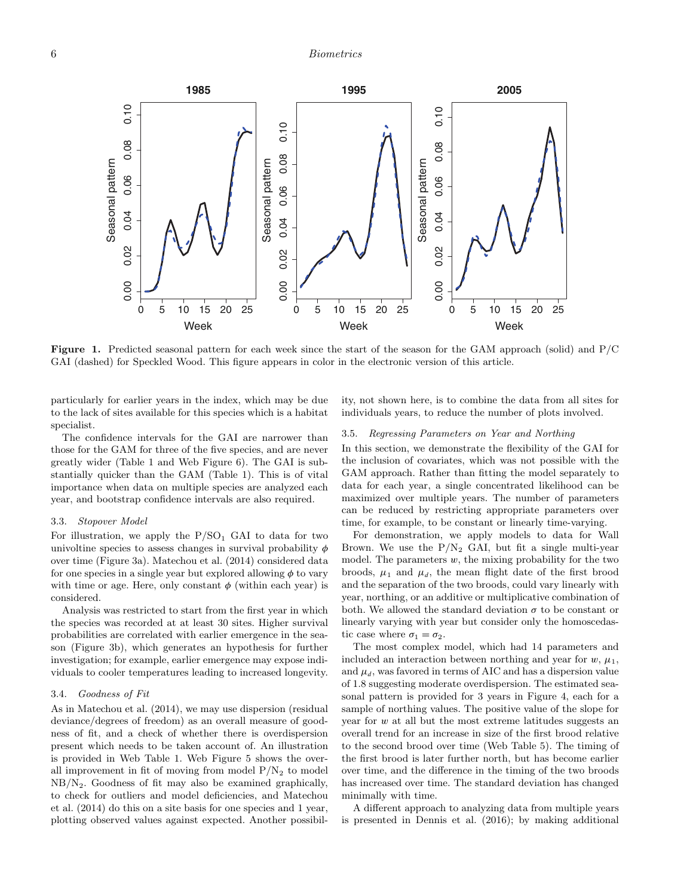**Figure 1.** Predicted seasonal pattern for each week since the start of the season for the GAM approach (solid) and P/C GAI (dashed) for Speckled Wood. This figure appears in color in the electronic version of this article.

particularly for earlier years in the index, which may be due to the lack of sites available for this species which is a habitat specialist.

The confidence intervals for the GAI are narrower than those for the GAM for three of the five species, and are never greatly wider (Table 1 and Web Figure 6). The GAI is substantially quicker than the GAM (Table 1). This is of vital importance when data on multiple species are analyzed each year, and bootstrap confidence intervals are also required.

### 3.3. *Stopover Model*

For illustration, we apply the $P/SO_1$ GAI to data for two univoltine species to assess changes in survival probability $\phi$ over time (Figure 3a). Matechou et al. (2014) considered data for one species in a single year but explored allowing $\phi$ to vary with time or age. Here, only constant $\phi$ (within each year) is considered.

Analysis was restricted to start from the first year in which the species was recorded at at least 30 sites. Higher survival probabilities are correlated with earlier emergence in the season (Figure 3b), which generates an hypothesis for further investigation; for example, earlier emergence may expose individuals to cooler temperatures leading to increased longevity.

### 3.4. *Goodness of Fit*

As in Matechou et al. (2014), we may use dispersion (residual deviance/degrees of freedom) as an overall measure of goodness of fit, and a check of whether there is overdispersion present which needs to be taken account of. An illustration is provided in Web Table 1. Web Figure 5 shows the overall improvement in fit of moving from model $P/N_2$ to model $NB/N_2$. Goodness of fit may also be examined graphically, to check for outliers and model deficiencies, and Matechou et al. (2014) do this on a site basis for one species and 1 year, plotting observed values against expected. Another possibility, not shown here, is to combine the data from all sites for individuals years, to reduce the number of plots involved.

### 3.5. *Regressing Parameters on Year and Northing*

In this section, we demonstrate the flexibility of the GAI for the inclusion of covariates, which was not possible with the GAM approach. Rather than fitting the model separately to data for each year, a single concentrated likelihood can be maximized over multiple years. The number of parameters can be reduced by restricting appropriate parameters over time, for example, to be constant or linearly time-varying.

For demonstration, we apply models to data for Wall Brown. We use the $P/N_2$ GAI, but fit a single multi-year model. The parameters $w$, the mixing probability for the two broods, $\mu_1$ and $\mu_d$, the mean flight date of the first brood and the separation of the two broods, could vary linearly with year, northing, or an additive or multiplicative combination of both. We allowed the standard deviation $\sigma$ to be constant or linearly varying with year but consider only the homoscedastic case where $\sigma_1 = \sigma_2$.

The most complex model, which had 14 parameters and included an interaction between northing and year for $w$, $\mu_1$, and $\mu_d$, was favored in terms of AIC and has a dispersion value of 1.8 suggesting moderate overdispersion. The estimated seasonal pattern is provided for 3 years in Figure 4, each for a sample of northing values. The positive value of the slope for year for $w$ at all but the most extreme latitudes suggests an overall trend for an increase in size of the first brood relative to the second brood over time (Web Table 5). The timing of the first brood is later further north, but has become earlier over time, and the difference in the timing of the two broods has increased over time. The standard deviation has changed minimally with time.

A different approach to analyzing data from multiple years is presented in Dennis et al. (2016); by making additional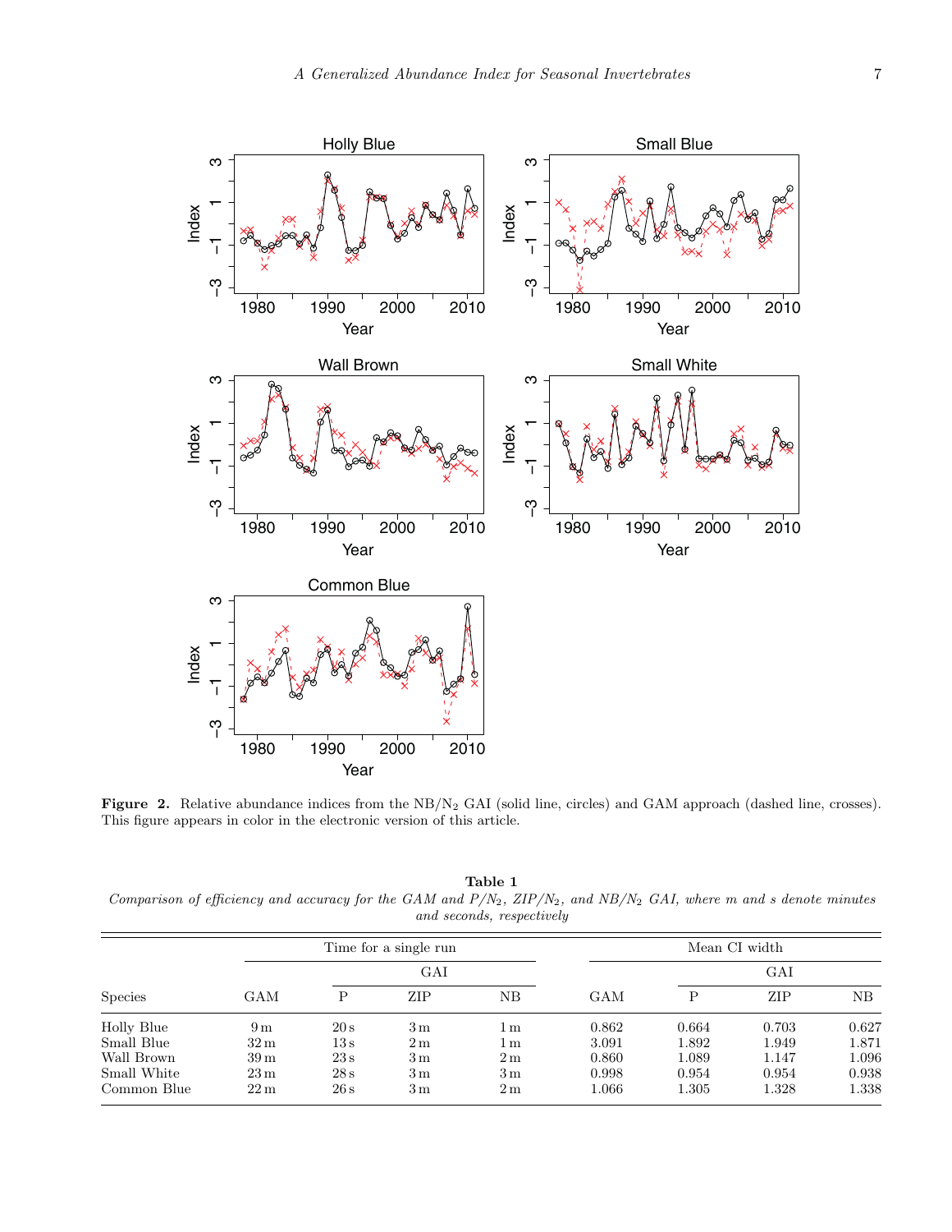**Figure 2.** Relative abundance indices from the NB/$N_2$ GAI (solid line, circles) and GAM approach (dashed line, crosses). This figure appears in color in the electronic version of this article.

**Table 1**
*Comparison of efficiency and accuracy for the GAM and P/$N_2$, ZIP/$N_2$, and NB/$N_2$ GAI, where m and s denote minutes and seconds, respectively*

| | Time for a single run | | | | Mean CI width | | | |
|---|---|---|---|---|---|---|---|---|
| | | GAI | | | | GAI | | |
| Species | GAM | P | ZIP | NB | GAM | P | ZIP | NB |
| Holly Blue | 9 m | 20 s | 3 m | 1 m | 0.862 | 0.664 | 0.703 | 0.627 |
| Small Blue | 32 m | 13 s | 2 m | 1 m | 3.091 | 1.892 | 1.949 | 1.871 |
| Wall Brown | 39 m | 23 s | 3 m | 2 m | 0.860 | 1.089 | 1.147 | 1.096 |
| Small White | 23 m | 28 s | 3 m | 3 m | 0.998 | 0.954 | 0.954 | 0.938 |
| Common Blue | 22 m | 26 s | 3 m | 2 m | 1.066 | 1.305 | 1.328 | 1.338 |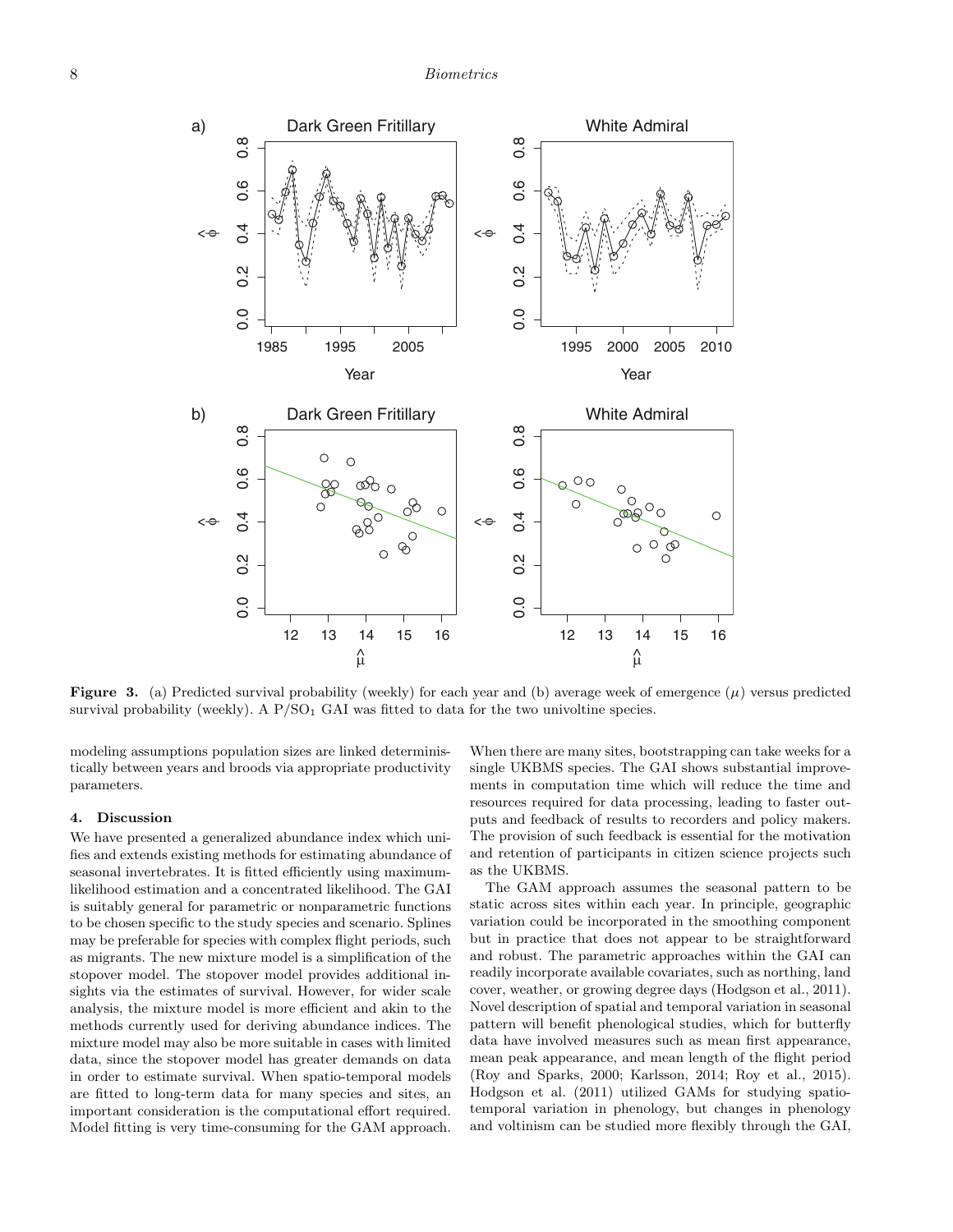**Figure 3.** (a) Predicted survival probability (weekly) for each year and (b) average week of emergence ($\mu$) versus predicted survival probability (weekly). A P/$SO_1$ GAI was fitted to data for the two univoltine species.

modeling assumptions population sizes are linked deterministically between years and broods via appropriate productivity parameters.

## 4. Discussion

We have presented a generalized abundance index which unifies and extends existing methods for estimating abundance of seasonal invertebrates. It is fitted efficiently using maximum-likelihood estimation and a concentrated likelihood. The GAI is suitably general for parametric or nonparametric functions to be chosen specific to the study species and scenario. Splines may be preferable for species with complex flight periods, such as migrants. The new mixture model is a simplification of the stopover model. The stopover model provides additional insights via the estimates of survival. However, for wider scale analysis, the mixture model is more efficient and akin to the methods currently used for deriving abundance indices. The mixture model may also be more suitable in cases with limited data, since the stopover model has greater demands on data in order to estimate survival. When spatio-temporal models are fitted to long-term data for many species and sites, an important consideration is the computational effort required. Model fitting is very time-consuming for the GAM approach. When there are many sites, bootstrapping can take weeks for a single UKBMS species. The GAI shows substantial improvements in computation time which will reduce the time and resources required for data processing, leading to faster outputs and feedback of results to recorders and policy makers. The provision of such feedback is essential for the motivation and retention of participants in citizen science projects such as the UKBMS.

The GAM approach assumes the seasonal pattern to be static across sites within each year. In principle, geographic variation could be incorporated in the smoothing component but in practice that does not appear to be straightforward and robust. The parametric approaches within the GAI can readily incorporate available covariates, such as northing, land cover, weather, or growing degree days (Hodgson et al., 2011). Novel description of spatial and temporal variation in seasonal pattern will benefit phenological studies, which for butterfly data have involved measures such as mean first appearance, mean peak appearance, and mean length of the flight period (Roy and Sparks, 2000; Karlsson, 2014; Roy et al., 2015). Hodgson et al. (2011) utilized GAMs for studying spatio-temporal variation in phenology, but changes in phenology and voltinism can be studied more flexibly through the GAI,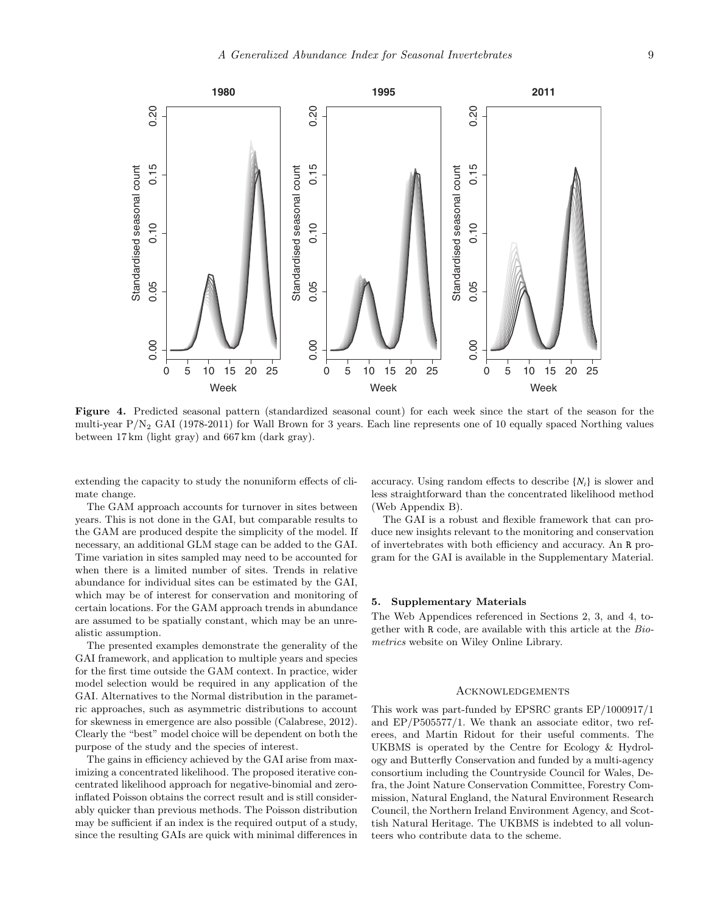1980

0.20
0.15
0.10
0.05
0.00

Standardised seasonal count

0 5 10 15 20 25

Week

1995

0.20
0.15
0.10
0.05
0.00

Standardised seasonal count

0 5 10 15 20 25

Week

2011

0.20
0.15
0.10
0.05
0.00

Standardised seasonal count

0 5 10 15 20 25

Week

**Figure 4.** Predicted seasonal pattern (standardized seasonal count) for each week since the start of the season for the multi-year $P/N_2$ GAI (1978-2011) for Wall Brown for 3 years. Each line represents one of 10 equally spaced Northing values between 17 km (light gray) and 667 km (dark gray).

extending the capacity to study the nonuniform effects of climate change.

The GAM approach accounts for turnover in sites between years. This is not done in the GAI, but comparable results to the GAM are produced despite the simplicity of the model. If necessary, an additional GLM stage can be added to the GAI. Time variation in sites sampled may need to be accounted for when there is a limited number of sites. Trends in relative abundance for individual sites can be estimated by the GAI, which may be of interest for conservation and monitoring of certain locations. For the GAM approach trends in abundance are assumed to be spatially constant, which may be an unrealistic assumption.

The presented examples demonstrate the generality of the GAI framework, and application to multiple years and species for the first time outside the GAM context. In practice, wider model selection would be required in any application of the GAI. Alternatives to the Normal distribution in the parametric approaches, such as asymmetric distributions to account for skewness in emergence are also possible (Calabrese, 2012). Clearly the "best" model choice will be dependent on both the purpose of the study and the species of interest.

The gains in efficiency achieved by the GAI arise from maximizing a concentrated likelihood. The proposed iterative concentrated likelihood approach for negative-binomial and zero-inflated Poisson obtains the correct result and is still considerably quicker than previous methods. The Poisson distribution may be sufficient if an index is the required output of a study, since the resulting GAIs are quick with minimal differences in accuracy. Using random effects to describe $\{N_i\}$ is slower and less straightforward than the concentrated likelihood method (Web Appendix B).

The GAI is a robust and flexible framework that can produce new insights relevant to the monitoring and conservation of invertebrates with both efficiency and accuracy. An R program for the GAI is available in the Supplementary Material.

## 5. Supplementary Materials

The Web Appendices referenced in Sections 2, 3, and 4, together with R code, are available with this article at the *Biometrics* website on Wiley Online Library.

## Acknowledgements

This work was part-funded by EPSRC grants EP/1000917/1 and EP/P505577/1. We thank an associate editor, two referees, and Martin Ridout for their useful comments. The UKBMS is operated by the Centre for Ecology & Hydrology and Butterfly Conservation and funded by a multi-agency consortium including the Countryside Council for Wales, Defra, the Joint Nature Conservation Committee, Forestry Commission, Natural England, the Natural Environment Research Council, the Northern Ireland Environment Agency, and Scottish Natural Heritage. The UKBMS is indebted to all volunteers who contribute data to the scheme.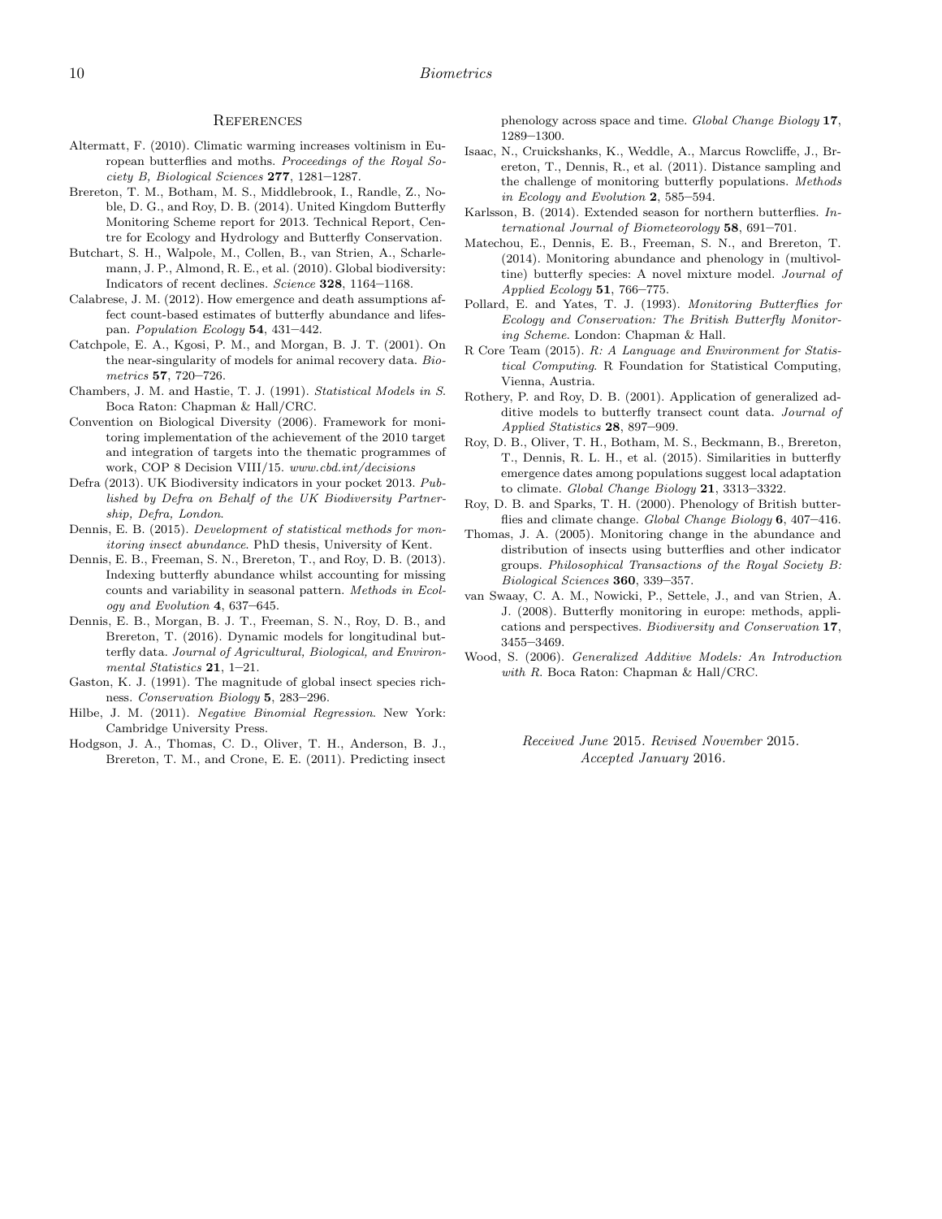## References

Altermatt, F. (2010). Climatic warming increases voltinism in European butterflies and moths. *Proceedings of the Royal Society B, Biological Sciences* **277**, 1281–1287.

Brereton, T. M., Botham, M. S., Middlebrook, I., Randle, Z., Noble, D. G., and Roy, D. B. (2014). United Kingdom Butterfly Monitoring Scheme report for 2013. Technical Report, Centre for Ecology and Hydrology and Butterfly Conservation.

Butchart, S. H., Walpole, M., Collen, B., van Strien, A., Scharlemann, J. P., Almond, R. E., et al. (2010). Global biodiversity: Indicators of recent declines. *Science* **328**, 1164–1168.

Calabrese, J. M. (2012). How emergence and death assumptions affect count-based estimates of butterfly abundance and lifespan. *Population Ecology* **54**, 431–442.

Catchpole, E. A., Kgosi, P. M., and Morgan, B. J. T. (2001). On the near-singularity of models for animal recovery data. *Biometrics* **57**, 720–726.

Chambers, J. M. and Hastie, T. J. (1991). *Statistical Models in S.* Boca Raton: Chapman & Hall/CRC.

Convention on Biological Diversity (2006). Framework for monitoring implementation of the achievement of the 2010 target and integration of targets into the thematic programmes of work, COP 8 Decision VIII/15. *www.cbd.int/decisions*

Defra (2013). UK Biodiversity indicators in your pocket 2013. *Published by Defra on Behalf of the UK Biodiversity Partnership, Defra, London.*

Dennis, E. B. (2015). *Development of statistical methods for monitoring insect abundance.* PhD thesis, University of Kent.

Dennis, E. B., Freeman, S. N., Brereton, T., and Roy, D. B. (2013). Indexing butterfly abundance whilst accounting for missing counts and variability in seasonal pattern. *Methods in Ecology and Evolution* **4**, 637–645.

Dennis, E. B., Morgan, B. J. T., Freeman, S. N., Roy, D. B., and Brereton, T. (2016). Dynamic models for longitudinal butterfly data. *Journal of Agricultural, Biological, and Environmental Statistics* **21**, 1–21.

Gaston, K. J. (1991). The magnitude of global insect species richness. *Conservation Biology* **5**, 283–296.

Hilbe, J. M. (2011). *Negative Binomial Regression.* New York: Cambridge University Press.

Hodgson, J. A., Thomas, C. D., Oliver, T. H., Anderson, B. J., Brereton, T. M., and Crone, E. E. (2011). Predicting insect phenology across space and time. *Global Change Biology* **17**, 1289–1300.

Isaac, N., Cruickshanks, K., Weddle, A., Marcus Rowcliffe, J., Brereton, T., Dennis, R., et al. (2011). Distance sampling and the challenge of monitoring butterfly populations. *Methods in Ecology and Evolution* **2**, 585–594.

Karlsson, B. (2014). Extended season for northern butterflies. *International Journal of Biometeorology* **58**, 691–701.

Matechou, E., Dennis, E. B., Freeman, S. N., and Brereton, T. (2014). Monitoring abundance and phenology in (multivoltine) butterfly species: A novel mixture model. *Journal of Applied Ecology* **51**, 766–775.

Pollard, E. and Yates, T. J. (1993). *Monitoring Butterflies for Ecology and Conservation: The British Butterfly Monitoring Scheme.* London: Chapman & Hall.

R Core Team (2015). *R: A Language and Environment for Statistical Computing.* R Foundation for Statistical Computing, Vienna, Austria.

Rothery, P. and Roy, D. B. (2001). Application of generalized additive models to butterfly transect count data. *Journal of Applied Statistics* **28**, 897–909.

Roy, D. B., Oliver, T. H., Botham, M. S., Beckmann, B., Brereton, T., Dennis, R. L. H., et al. (2015). Similarities in butterfly emergence dates among populations suggest local adaptation to climate. *Global Change Biology* **21**, 3313–3322.

Roy, D. B. and Sparks, T. H. (2000). Phenology of British butterflies and climate change. *Global Change Biology* **6**, 407–416.

Thomas, J. A. (2005). Monitoring change in the abundance and distribution of insects using butterflies and other indicator groups. *Philosophical Transactions of the Royal Society B: Biological Sciences* **360**, 339–357.

van Swaay, C. A. M., Nowicki, P., Settele, J., and van Strien, A. J. (2008). Butterfly monitoring in europe: methods, applications and perspectives. *Biodiversity and Conservation* **17**, 3455–3469.

Wood, S. (2006). *Generalized Additive Models: An Introduction with R.* Boca Raton: Chapman & Hall/CRC.

*Received June* 2015. *Revised November* 2015.
*Accepted January* 2016.